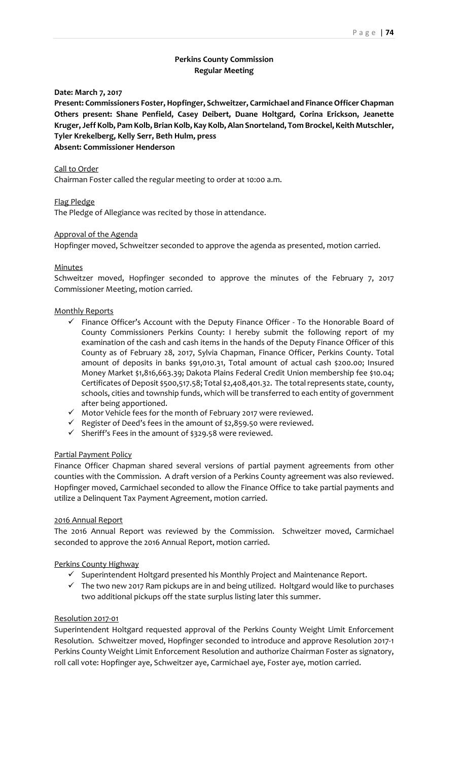# Perkins County Commission
## Regular Meeting

**Date: March 7, 2017**

**Present: Commissioners Foster, Hopfinger, Schweitzer, Carmichael and Finance Officer Chapman**
**Others present: Shane Penfield, Casey Deibert, Duane Holtgard, Corina Erickson, Jeanette Kruger, Jeff Kolb, Pam Kolb, Brian Kolb, Kay Kolb, Alan Snorteland, Tom Brockel, Keith Mutschler, Tyler Krekelberg, Kelly Serr, Beth Hulm, press**
**Absent: Commissioner Henderson**

Call to Order

Chairman Foster called the regular meeting to order at 10:00 a.m.

Flag Pledge

The Pledge of Allegiance was recited by those in attendance.

Approval of the Agenda

Hopfinger moved, Schweitzer seconded to approve the agenda as presented, motion carried.

Minutes

Schweitzer moved, Hopfinger seconded to approve the minutes of the February 7, 2017 Commissioner Meeting, motion carried.

Monthly Reports

- ✓ Finance Officer's Account with the Deputy Finance Officer - To the Honorable Board of County Commissioners Perkins County: I hereby submit the following report of my examination of the cash and cash items in the hands of the Deputy Finance Officer of this County as of February 28, 2017, Sylvia Chapman, Finance Officer, Perkins County. Total amount of deposits in banks $91,010.31, Total amount of actual cash $200.00; Insured Money Market $1,816,663.39; Dakota Plains Federal Credit Union membership fee $10.04; Certificates of Deposit $500,517.58; Total $2,408,401.32. The total represents state, county, schools, cities and township funds, which will be transferred to each entity of government after being apportioned.
- ✓ Motor Vehicle fees for the month of February 2017 were reviewed.
- ✓ Register of Deed's fees in the amount of $2,859.50 were reviewed.
- ✓ Sheriff's Fees in the amount of $329.58 were reviewed.

Partial Payment Policy

Finance Officer Chapman shared several versions of partial payment agreements from other counties with the Commission. A draft version of a Perkins County agreement was also reviewed. Hopfinger moved, Carmichael seconded to allow the Finance Office to take partial payments and utilize a Delinquent Tax Payment Agreement, motion carried.

2016 Annual Report

The 2016 Annual Report was reviewed by the Commission. Schweitzer moved, Carmichael seconded to approve the 2016 Annual Report, motion carried.

Perkins County Highway

- ✓ Superintendent Holtgard presented his Monthly Project and Maintenance Report.
- ✓ The two new 2017 Ram pickups are in and being utilized. Holtgard would like to purchases two additional pickups off the state surplus listing later this summer.

Resolution 2017-01

Superintendent Holtgard requested approval of the Perkins County Weight Limit Enforcement Resolution. Schweitzer moved, Hopfinger seconded to introduce and approve Resolution 2017-1 Perkins County Weight Limit Enforcement Resolution and authorize Chairman Foster as signatory, roll call vote: Hopfinger aye, Schweitzer aye, Carmichael aye, Foster aye, motion carried.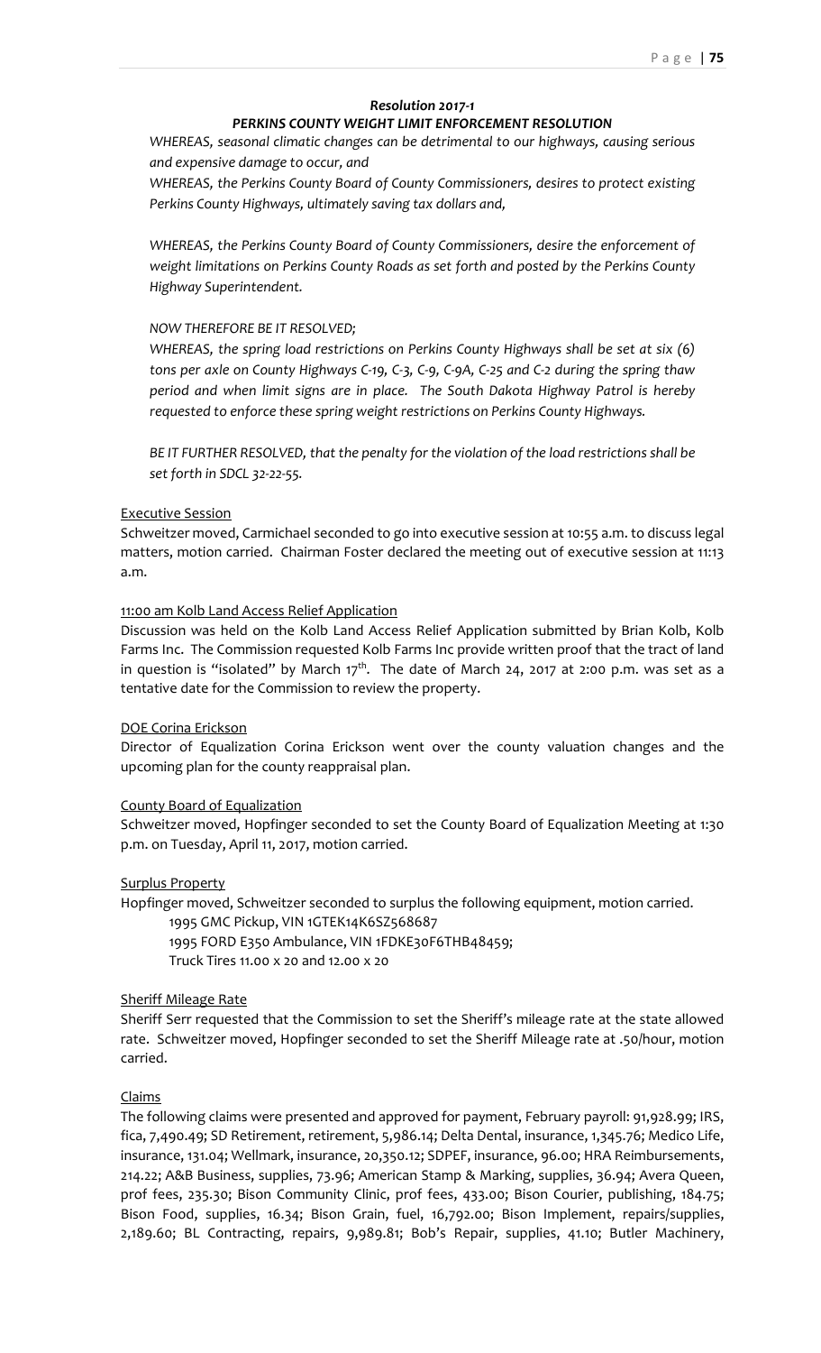***Resolution 2017-1***

***PERKINS COUNTY WEIGHT LIMIT ENFORCEMENT RESOLUTION***

*WHEREAS, seasonal climatic changes can be detrimental to our highways, causing serious and expensive damage to occur, and*

*WHEREAS, the Perkins County Board of County Commissioners, desires to protect existing Perkins County Highways, ultimately saving tax dollars and,*

*WHEREAS, the Perkins County Board of County Commissioners, desire the enforcement of weight limitations on Perkins County Roads as set forth and posted by the Perkins County Highway Superintendent.*

*NOW THEREFORE BE IT RESOLVED;*

*WHEREAS, the spring load restrictions on Perkins County Highways shall be set at six (6) tons per axle on County Highways C-19, C-3, C-9, C-9A, C-25 and C-2 during the spring thaw period and when limit signs are in place. The South Dakota Highway Patrol is hereby requested to enforce these spring weight restrictions on Perkins County Highways.*

*BE IT FURTHER RESOLVED, that the penalty for the violation of the load restrictions shall be set forth in SDCL 32-22-55.*

Executive Session

Schweitzer moved, Carmichael seconded to go into executive session at 10:55 a.m. to discuss legal matters, motion carried. Chairman Foster declared the meeting out of executive session at 11:13 a.m.

11:00 am Kolb Land Access Relief Application

Discussion was held on the Kolb Land Access Relief Application submitted by Brian Kolb, Kolb Farms Inc. The Commission requested Kolb Farms Inc provide written proof that the tract of land in question is "isolated" by March 17th. The date of March 24, 2017 at 2:00 p.m. was set as a tentative date for the Commission to review the property.

DOE Corina Erickson

Director of Equalization Corina Erickson went over the county valuation changes and the upcoming plan for the county reappraisal plan.

County Board of Equalization

Schweitzer moved, Hopfinger seconded to set the County Board of Equalization Meeting at 1:30 p.m. on Tuesday, April 11, 2017, motion carried.

Surplus Property

Hopfinger moved, Schweitzer seconded to surplus the following equipment, motion carried.

1995 GMC Pickup, VIN 1GTEK14K6SZ568687
1995 FORD E350 Ambulance, VIN 1FDKE30F6THB48459;
Truck Tires 11.00 x 20 and 12.00 x 20

Sheriff Mileage Rate

Sheriff Serr requested that the Commission to set the Sheriff's mileage rate at the state allowed rate. Schweitzer moved, Hopfinger seconded to set the Sheriff Mileage rate at .50/hour, motion carried.

Claims

The following claims were presented and approved for payment, February payroll: 91,928.99; IRS, fica, 7,490.49; SD Retirement, retirement, 5,986.14; Delta Dental, insurance, 1,345.76; Medico Life, insurance, 131.04; Wellmark, insurance, 20,350.12; SDPEF, insurance, 96.00; HRA Reimbursements, 214.22; A&B Business, supplies, 73.96; American Stamp & Marking, supplies, 36.94; Avera Queen, prof fees, 235.30; Bison Community Clinic, prof fees, 433.00; Bison Courier, publishing, 184.75; Bison Food, supplies, 16.34; Bison Grain, fuel, 16,792.00; Bison Implement, repairs/supplies, 2,189.60; BL Contracting, repairs, 9,989.81; Bob's Repair, supplies, 41.10; Butler Machinery,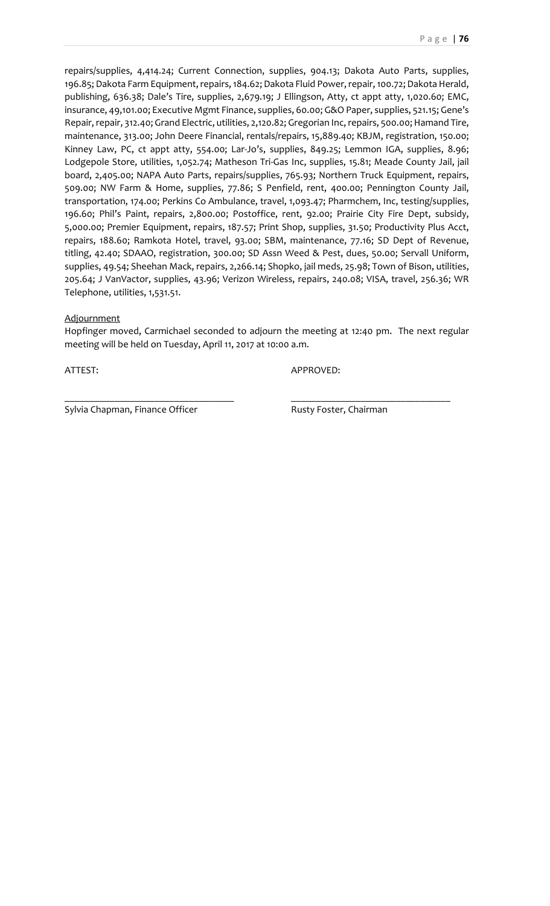repairs/supplies, 4,414.24; Current Connection, supplies, 904.13; Dakota Auto Parts, supplies, 196.85; Dakota Farm Equipment, repairs, 184.62; Dakota Fluid Power, repair, 100.72; Dakota Herald, publishing, 636.38; Dale's Tire, supplies, 2,679.19; J Ellingson, Atty, ct appt atty, 1,020.60; EMC, insurance, 49,101.00; Executive Mgmt Finance, supplies, 60.00; G&O Paper, supplies, 521.15; Gene's Repair, repair, 312.40; Grand Electric, utilities, 2,120.82; Gregorian Inc, repairs, 500.00; Hamand Tire, maintenance, 313.00; John Deere Financial, rentals/repairs, 15,889.40; KBJM, registration, 150.00; Kinney Law, PC, ct appt atty, 554.00; Lar-Jo's, supplies, 849.25; Lemmon IGA, supplies, 8.96; Lodgepole Store, utilities, 1,052.74; Matheson Tri-Gas Inc, supplies, 15.81; Meade County Jail, jail board, 2,405.00; NAPA Auto Parts, repairs/supplies, 765.93; Northern Truck Equipment, repairs, 509.00; NW Farm & Home, supplies, 77.86; S Penfield, rent, 400.00; Pennington County Jail, transportation, 174.00; Perkins Co Ambulance, travel, 1,093.47; Pharmchem, Inc, testing/supplies, 196.60; Phil's Paint, repairs, 2,800.00; Postoffice, rent, 92.00; Prairie City Fire Dept, subsidy, 5,000.00; Premier Equipment, repairs, 187.57; Print Shop, supplies, 31.50; Productivity Plus Acct, repairs, 188.60; Ramkota Hotel, travel, 93.00; SBM, maintenance, 77.16; SD Dept of Revenue, titling, 42.40; SDAAO, registration, 300.00; SD Assn Weed & Pest, dues, 50.00; Servall Uniform, supplies, 49.54; Sheehan Mack, repairs, 2,266.14; Shopko, jail meds, 25.98; Town of Bison, utilities, 205.64; J VanVactor, supplies, 43.96; Verizon Wireless, repairs, 240.08; VISA, travel, 256.36; WR Telephone, utilities, 1,531.51.

Adjournment

Hopfinger moved, Carmichael seconded to adjourn the meeting at 12:40 pm. The next regular meeting will be held on Tuesday, April 11, 2017 at 10:00 a.m.

ATTEST: APPROVED:

\_\_\_\_\_\_\_\_\_\_\_\_\_\_\_\_\_\_\_\_\_\_\_\_\_\_\_\_\_\_\_\_ \_\_\_\_\_\_\_\_\_\_\_\_\_\_\_\_\_\_\_\_\_\_\_\_\_\_\_\_\_\_\_\_

Sylvia Chapman, Finance Officer Rusty Foster, Chairman